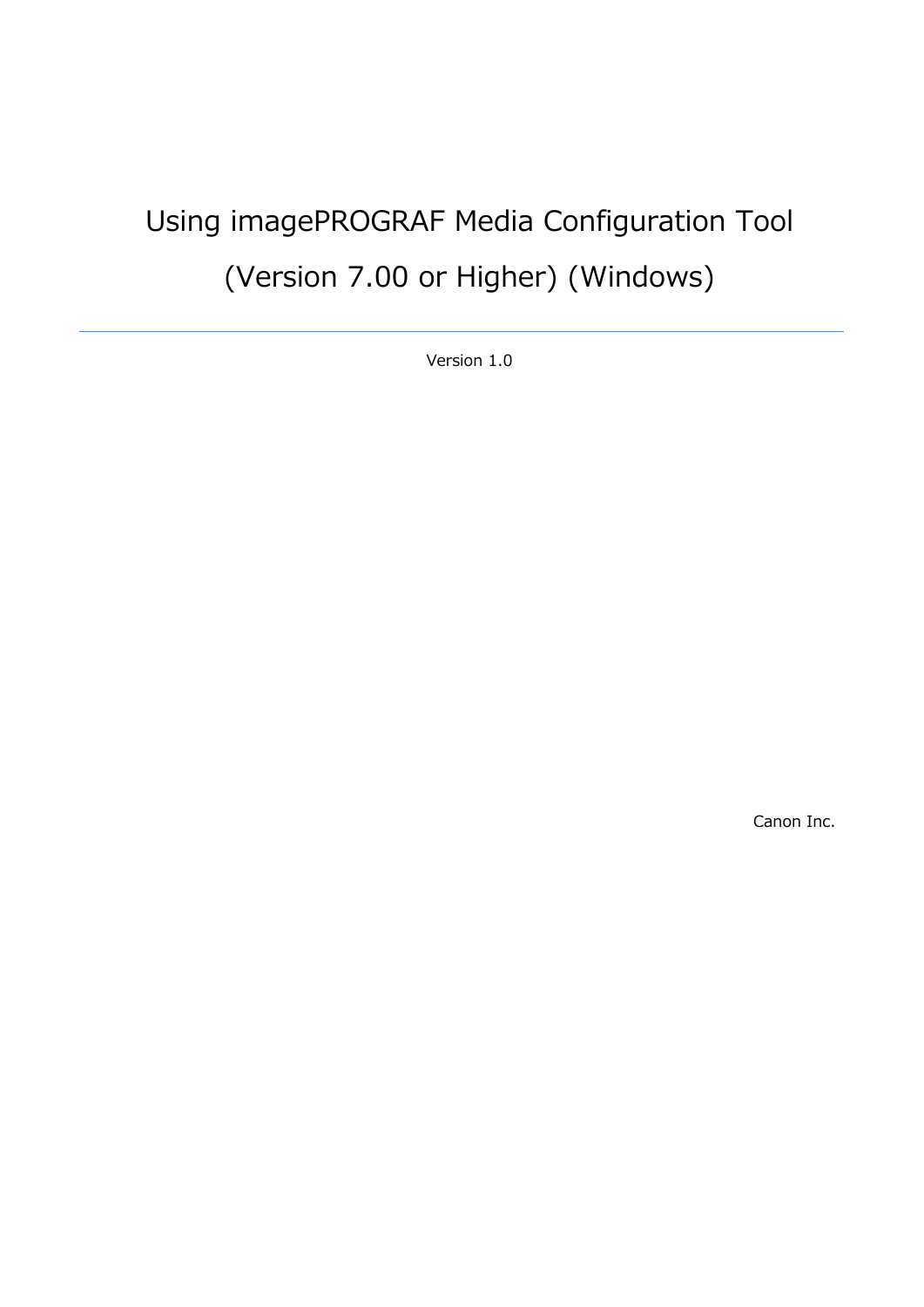# Using imagePROGRAF Media Configuration Tool (Version 7.00 or Higher) (Windows)

---

Version 1.0

Canon Inc.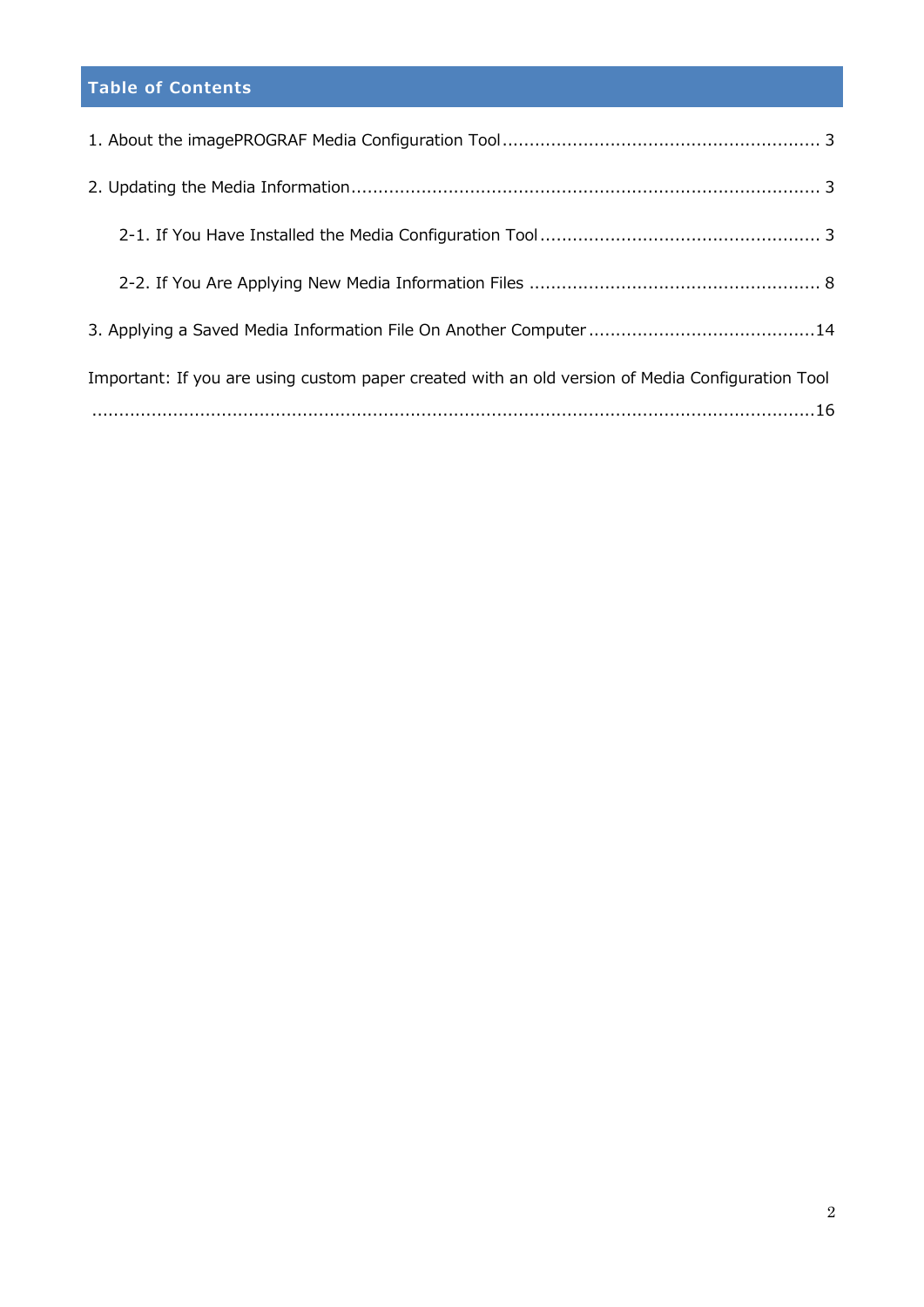## Table of Contents

1. About the imagePROGRAF Media Configuration Tool ........................................................ 3

2. Updating the Media Information .................................................................................... 3

    2-1. If You Have Installed the Media Configuration Tool .................................................. 3

    2-2. If You Are Applying New Media Information Files .................................................... 8

3. Applying a Saved Media Information File On Another Computer ......................................14

Important: If you are using custom paper created with an old version of Media Configuration Tool ..........................................................................................................................16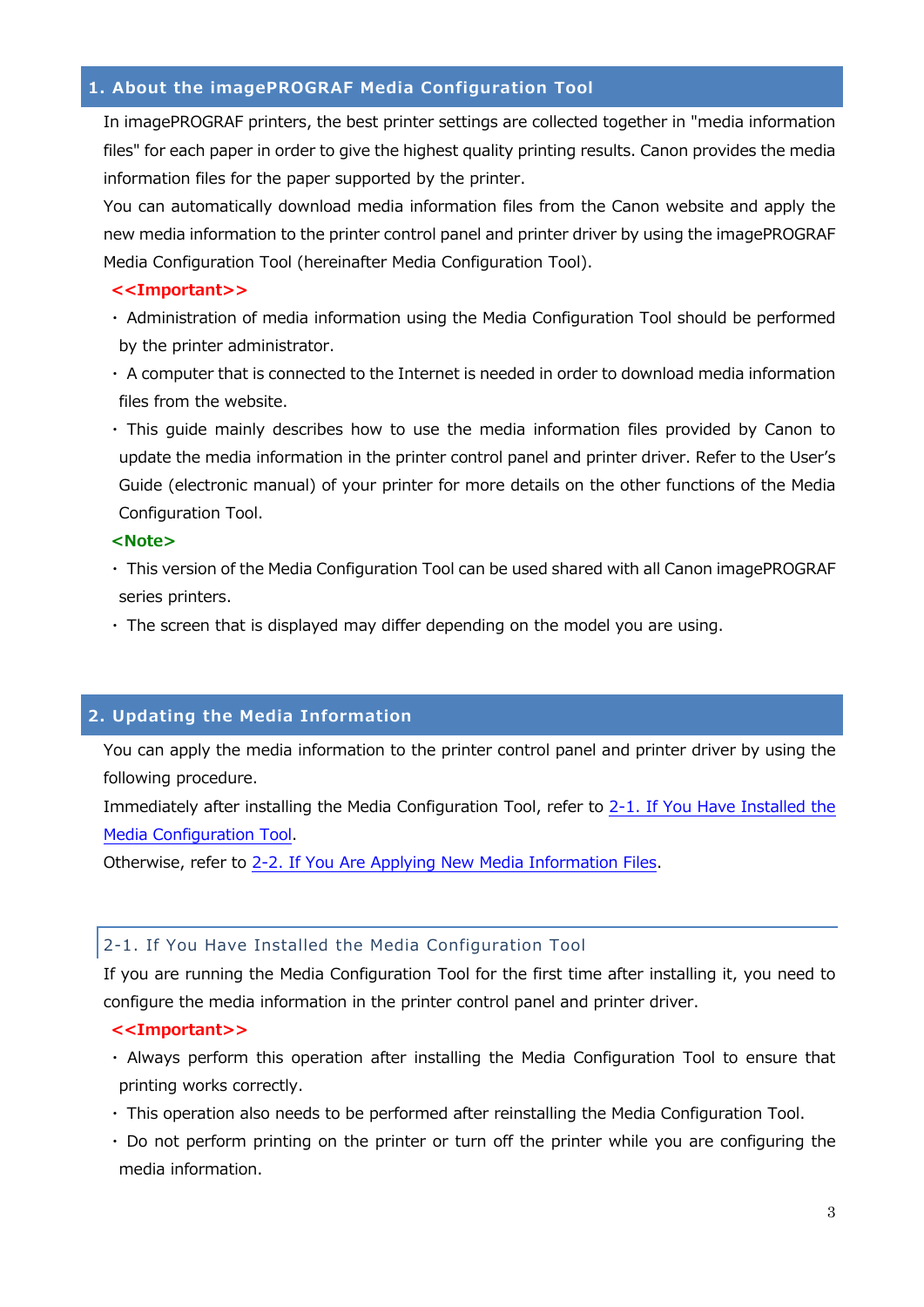## 1. About the imagePROGRAF Media Configuration Tool

In imagePROGRAF printers, the best printer settings are collected together in "media information files" for each paper in order to give the highest quality printing results. Canon provides the media information files for the paper supported by the printer.

You can automatically download media information files from the Canon website and apply the new media information to the printer control panel and printer driver by using the imagePROGRAF Media Configuration Tool (hereinafter Media Configuration Tool).

**<<Important>>**

- Administration of media information using the Media Configuration Tool should be performed by the printer administrator.
- A computer that is connected to the Internet is needed in order to download media information files from the website.
- This guide mainly describes how to use the media information files provided by Canon to update the media information in the printer control panel and printer driver. Refer to the User's Guide (electronic manual) of your printer for more details on the other functions of the Media Configuration Tool.

**<Note>**

- This version of the Media Configuration Tool can be used shared with all Canon imagePROGRAF series printers.
- The screen that is displayed may differ depending on the model you are using.

## 2. Updating the Media Information

You can apply the media information to the printer control panel and printer driver by using the following procedure.

Immediately after installing the Media Configuration Tool, refer to 2-1. If You Have Installed the Media Configuration Tool.

Otherwise, refer to 2-2. If You Are Applying New Media Information Files.

### 2-1. If You Have Installed the Media Configuration Tool

If you are running the Media Configuration Tool for the first time after installing it, you need to configure the media information in the printer control panel and printer driver.

**<<Important>>**

- Always perform this operation after installing the Media Configuration Tool to ensure that printing works correctly.
- This operation also needs to be performed after reinstalling the Media Configuration Tool.
- Do not perform printing on the printer or turn off the printer while you are configuring the media information.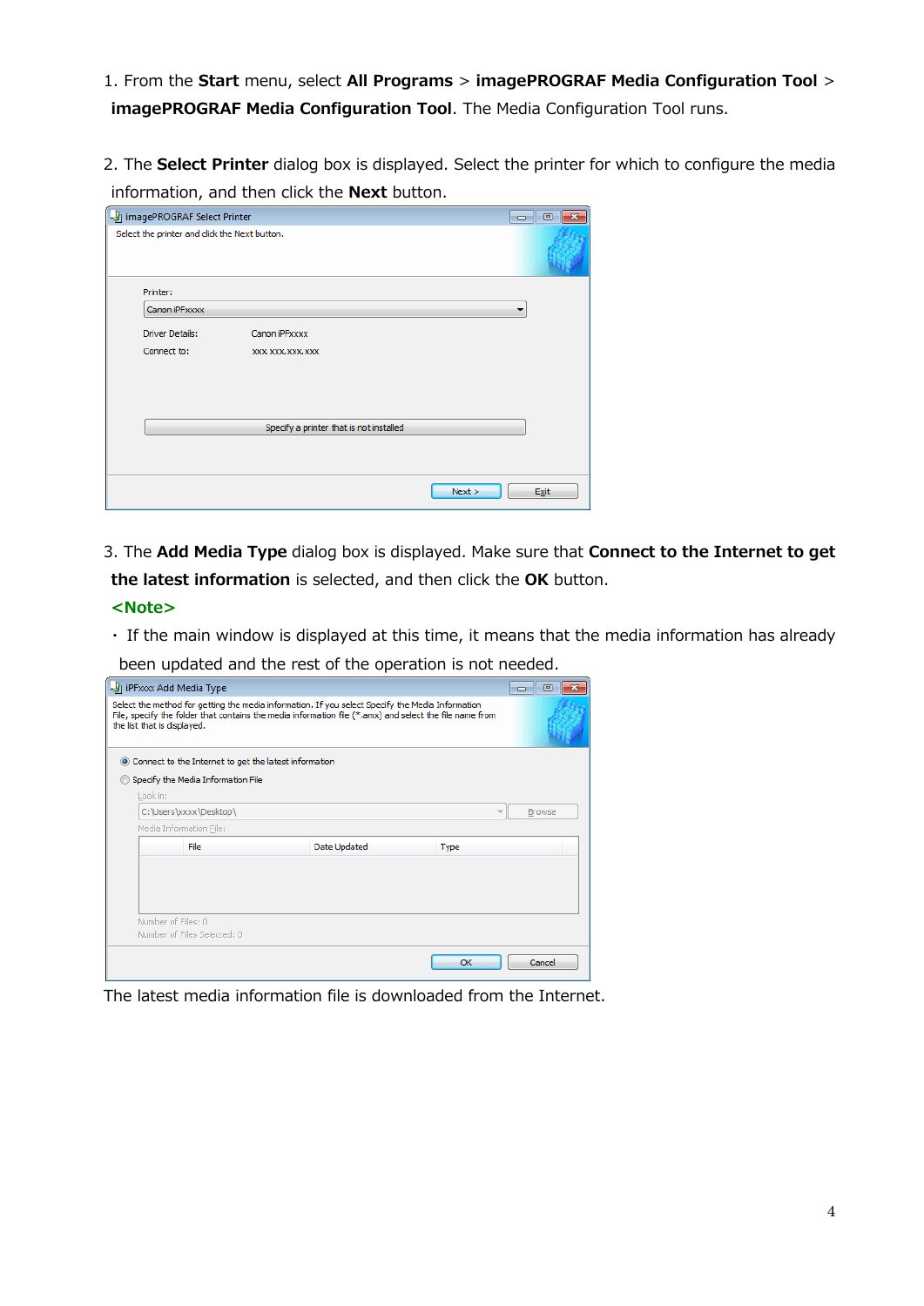1. From the **Start** menu, select **All Programs** > **imagePROGRAF Media Configuration Tool** > **imagePROGRAF Media Configuration Tool**. The Media Configuration Tool runs.

2. The **Select Printer** dialog box is displayed. Select the printer for which to configure the media information, and then click the **Next** button.

3. The **Add Media Type** dialog box is displayed. Make sure that **Connect to the Internet to get the latest information** is selected, and then click the **OK** button.

   **<Note>**

   ・ If the main window is displayed at this time, it means that the media information has already been updated and the rest of the operation is not needed.

The latest media information file is downloaded from the Internet.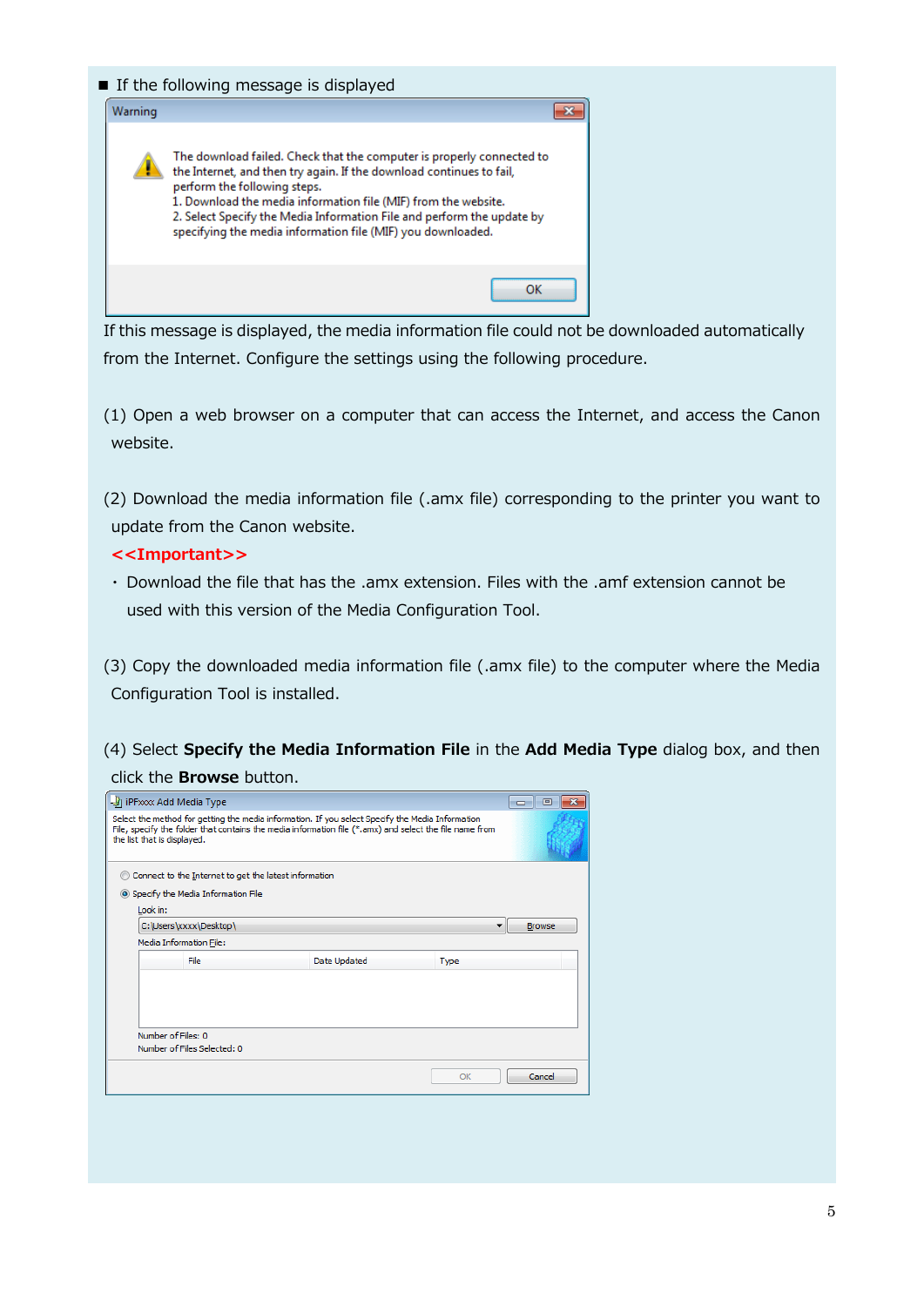■ If the following message is displayed

Warning

The download failed. Check that the computer is properly connected to the Internet, and then try again. If the download continues to fail, perform the following steps.
1. Download the media information file (MIF) from the website.
2. Select Specify the Media Information File and perform the update by specifying the media information file (MIF) you downloaded.

OK

If this message is displayed, the media information file could not be downloaded automatically from the Internet. Configure the settings using the following procedure.

(1) Open a web browser on a computer that can access the Internet, and access the Canon website.

(2) Download the media information file (.amx file) corresponding to the printer you want to update from the Canon website.

**<<Important>>**

・ Download the file that has the .amx extension. Files with the .amf extension cannot be used with this version of the Media Configuration Tool.

(3) Copy the downloaded media information file (.amx file) to the computer where the Media Configuration Tool is installed.

(4) Select **Specify the Media Information File** in the **Add Media Type** dialog box, and then click the **Browse** button.

iPFxxx Add Media Type

Select the method for getting the media information. If you select Specify the Media Information File, specify the folder that contains the media information file (*.amx) and select the file name from the list that is displayed.

Connect to the Internet to get the latest information

Specify the Media Information File

Look in:

C:\Users\xxxx\Desktop\

Browse

Media Information File:

| File | Date Updated | Type |
|---|---|---|

Number of Files: 0
Number of Files Selected: 0

OK Cancel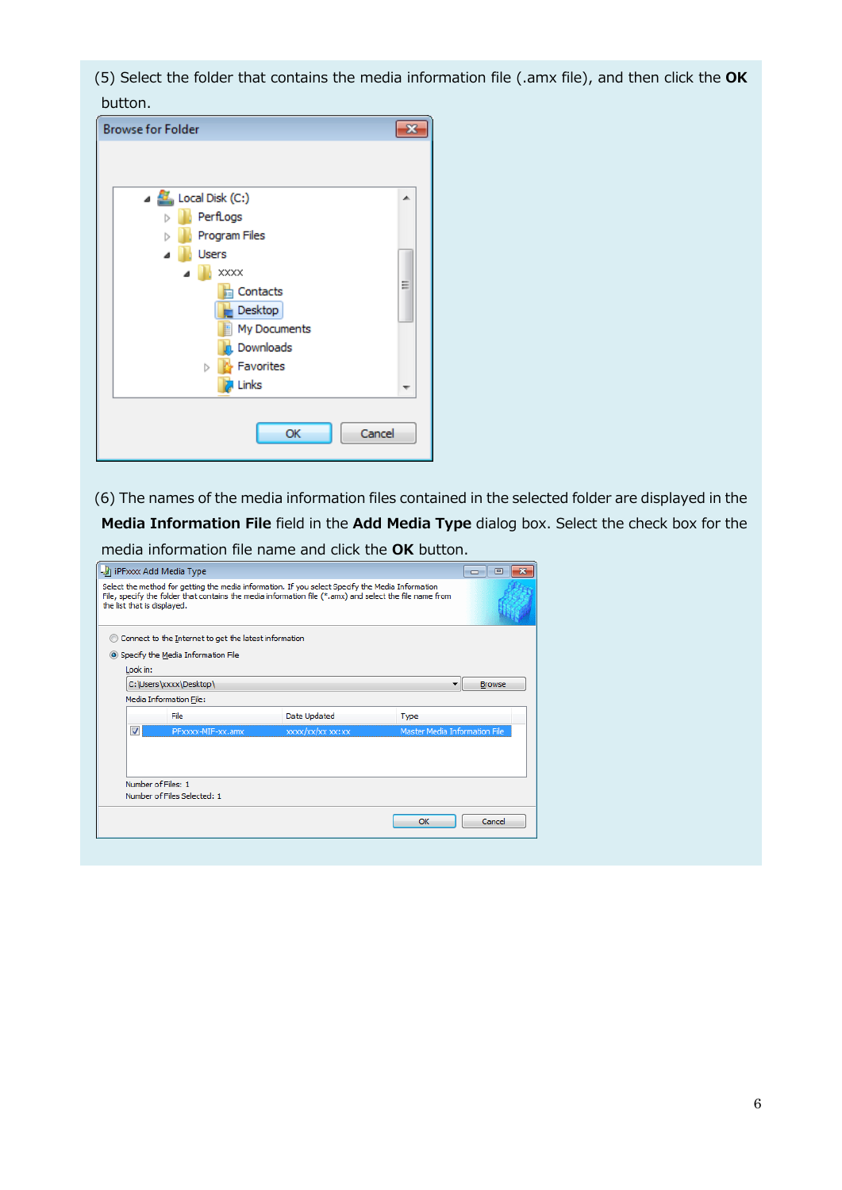(5) Select the folder that contains the media information file (.amx file), and then click the **OK** button.

(6) The names of the media information files contained in the selected folder are displayed in the **Media Information File** field in the **Add Media Type** dialog box. Select the check box for the media information file name and click the **OK** button.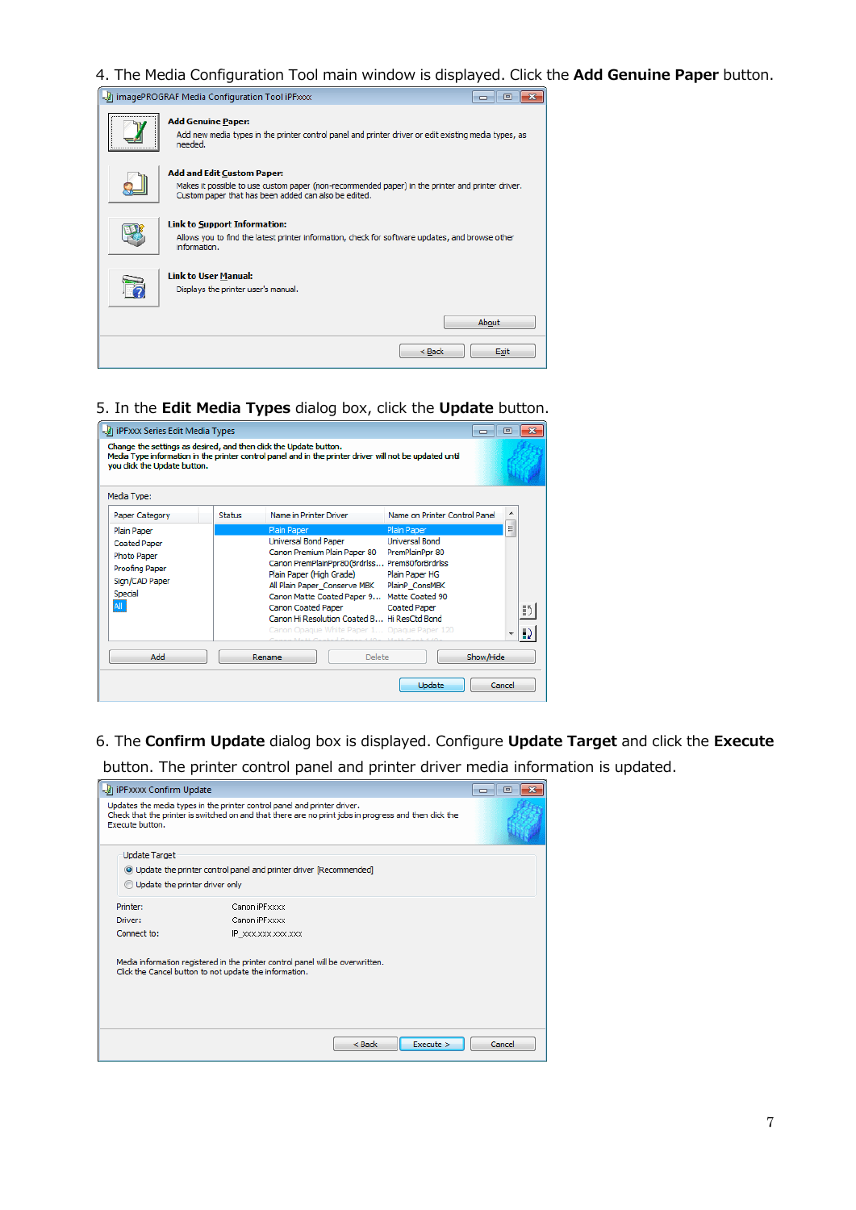4. The Media Configuration Tool main window is displayed. Click the **Add Genuine Paper** button.

5. In the **Edit Media Types** dialog box, click the **Update** button.

6. The **Confirm Update** dialog box is displayed. Configure **Update Target** and click the **Execute** button. The printer control panel and printer driver media information is updated.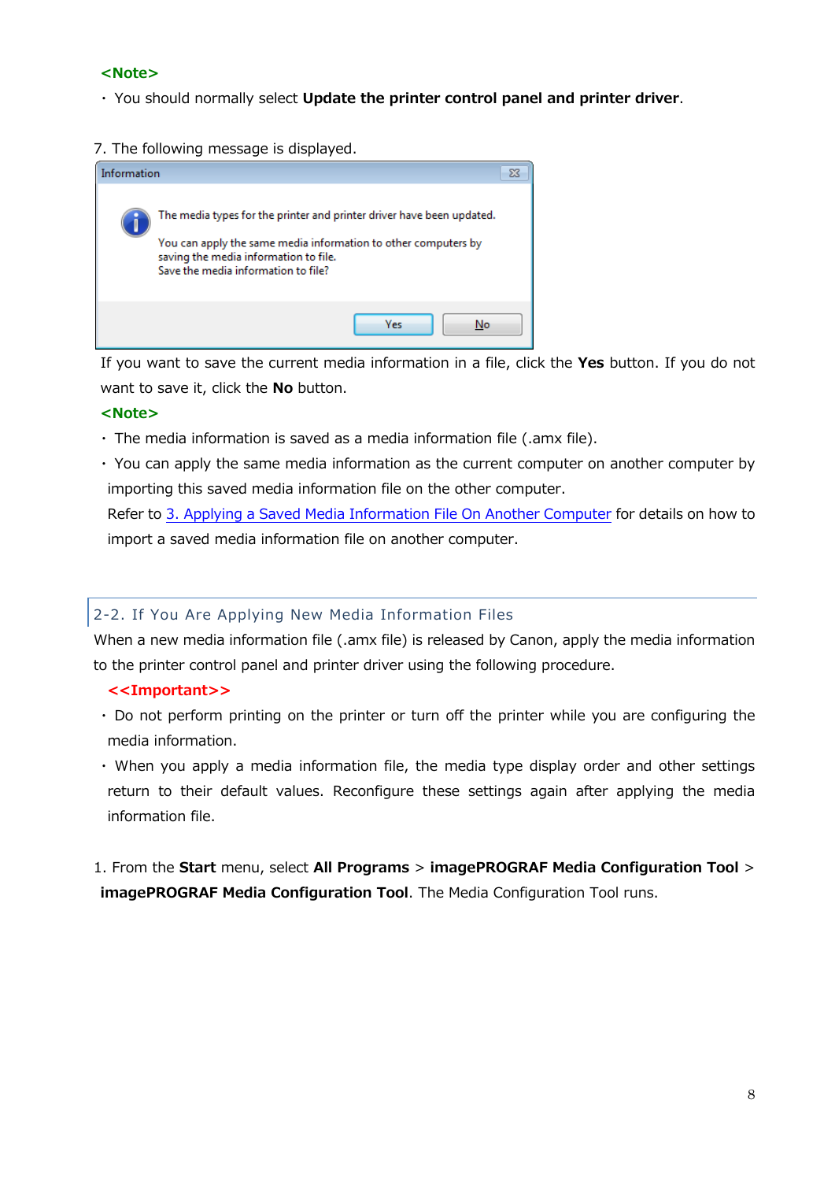**<Note>**

・ You should normally select **Update the printer control panel and printer driver**.

7. The following message is displayed.

If you want to save the current media information in a file, click the **Yes** button. If you do not want to save it, click the **No** button.

**<Note>**

・ The media information is saved as a media information file (.amx file).

・ You can apply the same media information as the current computer on another computer by importing this saved media information file on the other computer.
Refer to 3. Applying a Saved Media Information File On Another Computer for details on how to import a saved media information file on another computer.

## 2-2. If You Are Applying New Media Information Files

When a new media information file (.amx file) is released by Canon, apply the media information to the printer control panel and printer driver using the following procedure.

**<<Important>>**

・ Do not perform printing on the printer or turn off the printer while you are configuring the media information.

・ When you apply a media information file, the media type display order and other settings return to their default values. Reconfigure these settings again after applying the media information file.

1. From the **Start** menu, select **All Programs** > **imagePROGRAF Media Configuration Tool** > **imagePROGRAF Media Configuration Tool**. The Media Configuration Tool runs.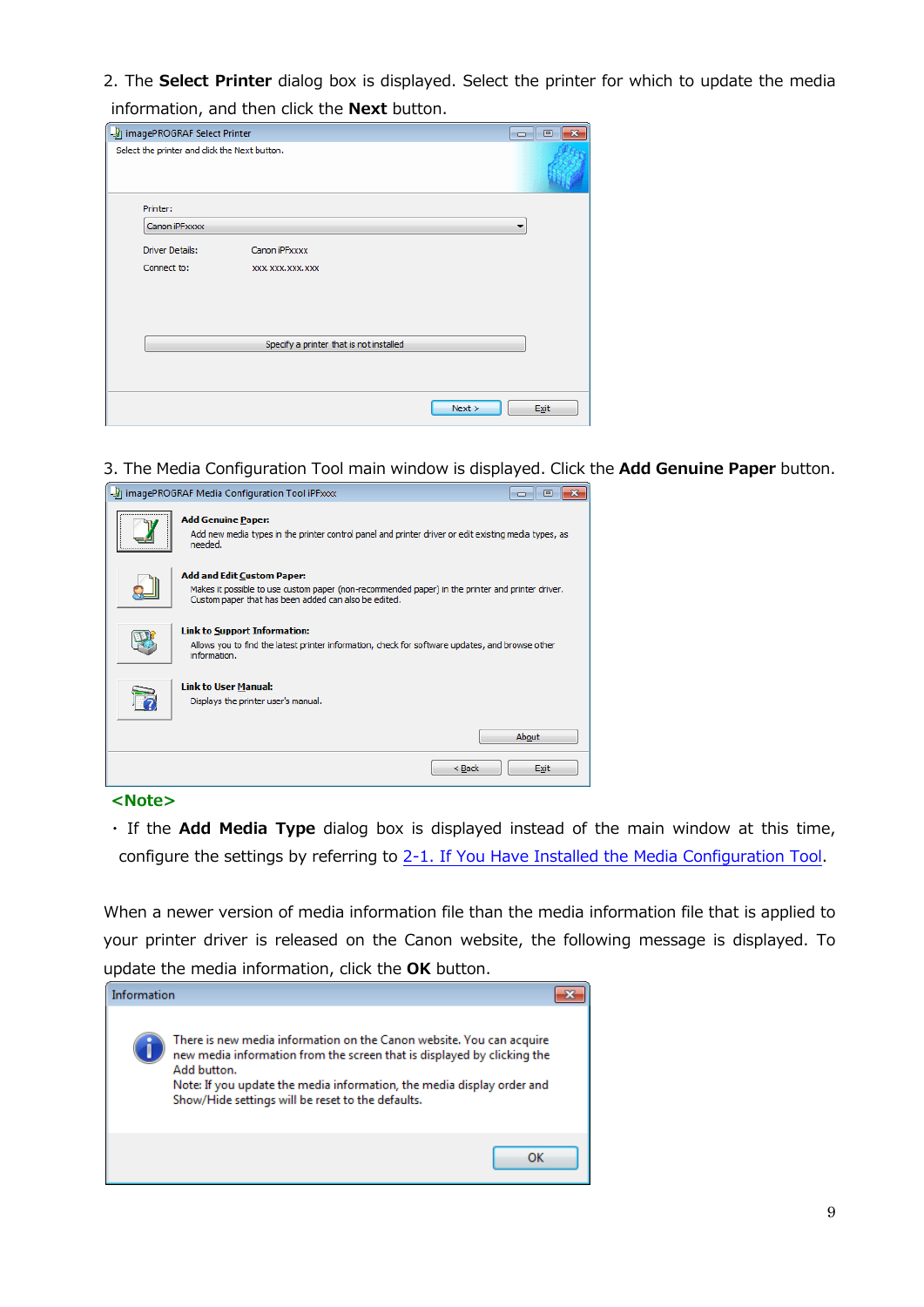2. The **Select Printer** dialog box is displayed. Select the printer for which to update the media information, and then click the **Next** button.

3. The Media Configuration Tool main window is displayed. Click the **Add Genuine Paper** button.

**<Note>**

・If the **Add Media Type** dialog box is displayed instead of the main window at this time, configure the settings by referring to 2-1. If You Have Installed the Media Configuration Tool.

When a newer version of media information file than the media information file that is applied to your printer driver is released on the Canon website, the following message is displayed. To update the media information, click the **OK** button.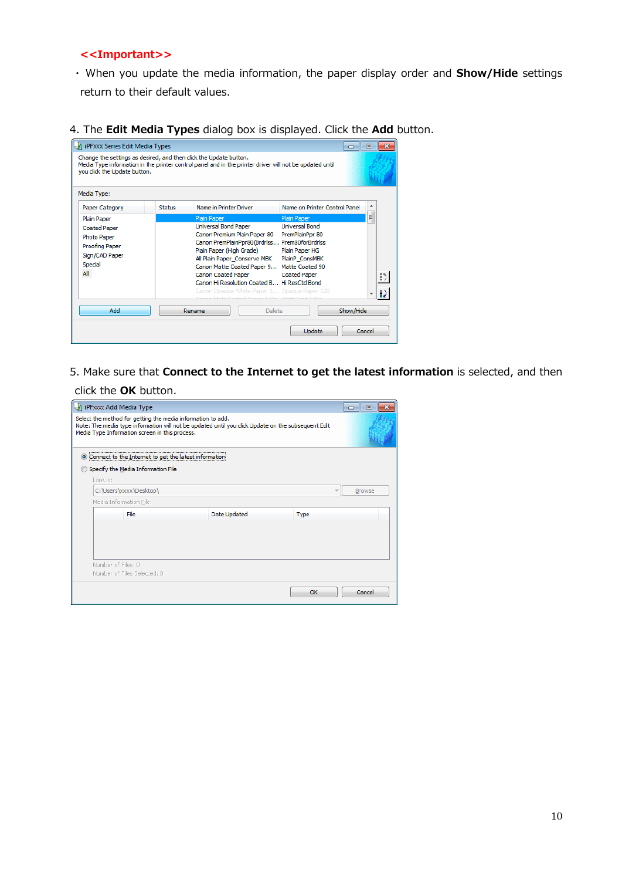**<<Important>>**

・When you update the media information, the paper display order and **Show/Hide** settings return to their default values.

4. The **Edit Media Types** dialog box is displayed. Click the **Add** button.

5. Make sure that **Connect to the Internet to get the latest information** is selected, and then click the **OK** button.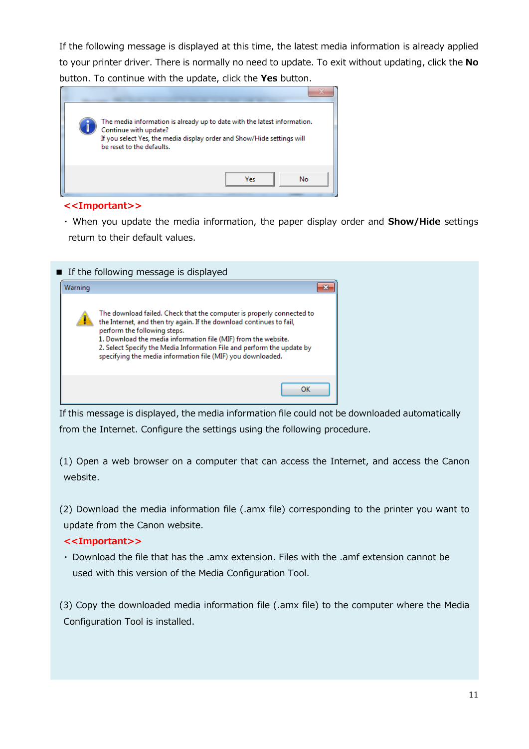If the following message is displayed at this time, the latest media information is already applied to your printer driver. There is normally no need to update. To exit without updating, click the **No** button. To continue with the update, click the **Yes** button.

The media information is already up to date with the latest information.
Continue with update?
If you select Yes, the media display order and Show/Hide settings will be reset to the defaults.

Yes No

**<<Important>>**

・When you update the media information, the paper display order and **Show/Hide** settings return to their default values.

■ If the following message is displayed

Warning

The download failed. Check that the computer is properly connected to the Internet, and then try again. If the download continues to fail, perform the following steps.
1. Download the media information file (MIF) from the website.
2. Select Specify the Media Information File and perform the update by specifying the media information file (MIF) you downloaded.

OK

If this message is displayed, the media information file could not be downloaded automatically from the Internet. Configure the settings using the following procedure.

(1) Open a web browser on a computer that can access the Internet, and access the Canon website.

(2) Download the media information file (.amx file) corresponding to the printer you want to update from the Canon website.

**<<Important>>**

・Download the file that has the .amx extension. Files with the .amf extension cannot be used with this version of the Media Configuration Tool.

(3) Copy the downloaded media information file (.amx file) to the computer where the Media Configuration Tool is installed.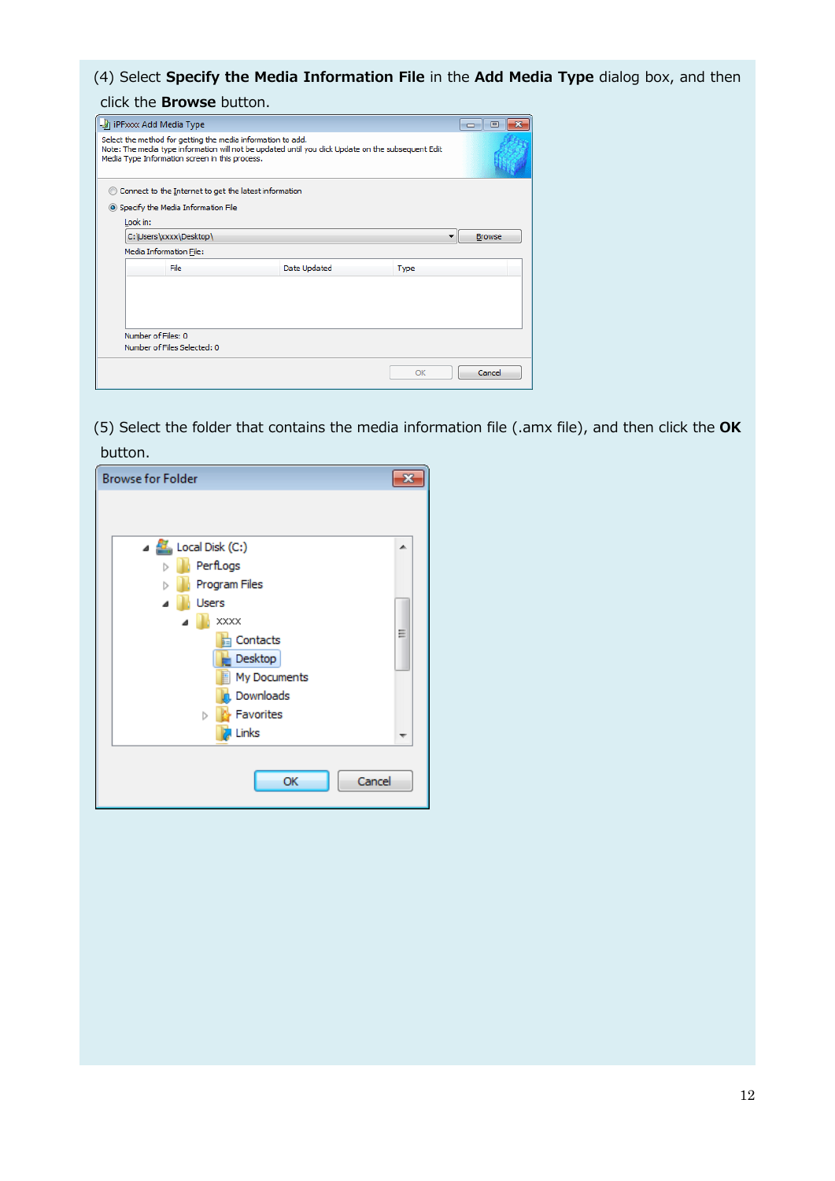(4) Select **Specify the Media Information File** in the **Add Media Type** dialog box, and then click the **Browse** button.

(5) Select the folder that contains the media information file (.amx file), and then click the **OK** button.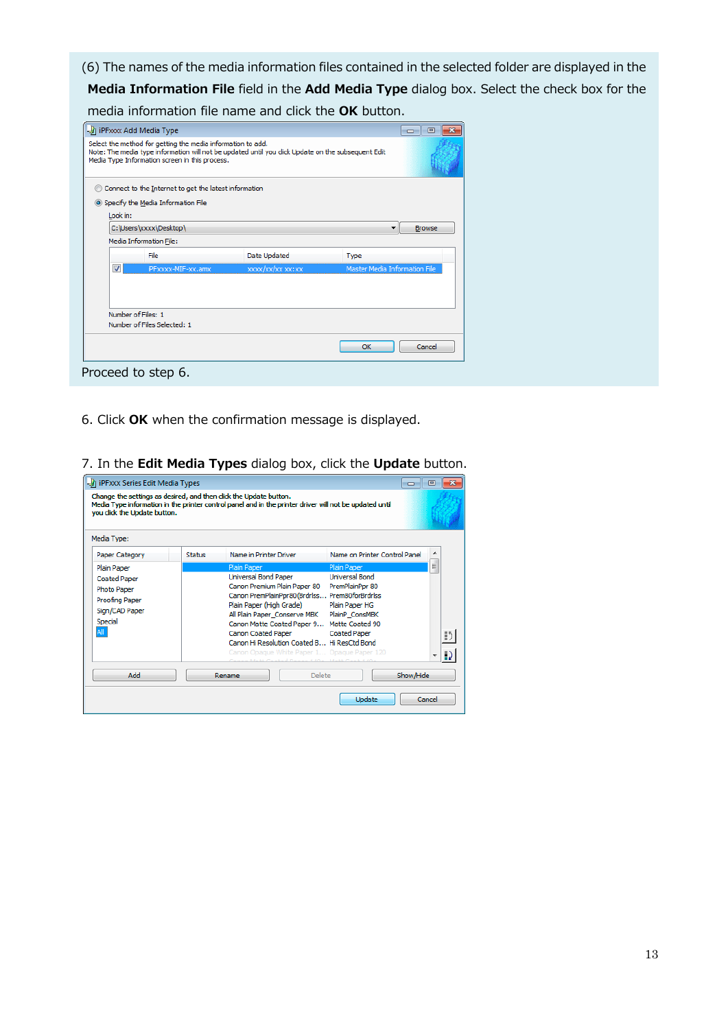(6) The names of the media information files contained in the selected folder are displayed in the **Media Information File** field in the **Add Media Type** dialog box. Select the check box for the media information file name and click the **OK** button.

Proceed to step 6.

6. Click **OK** when the confirmation message is displayed.

7. In the **Edit Media Types** dialog box, click the **Update** button.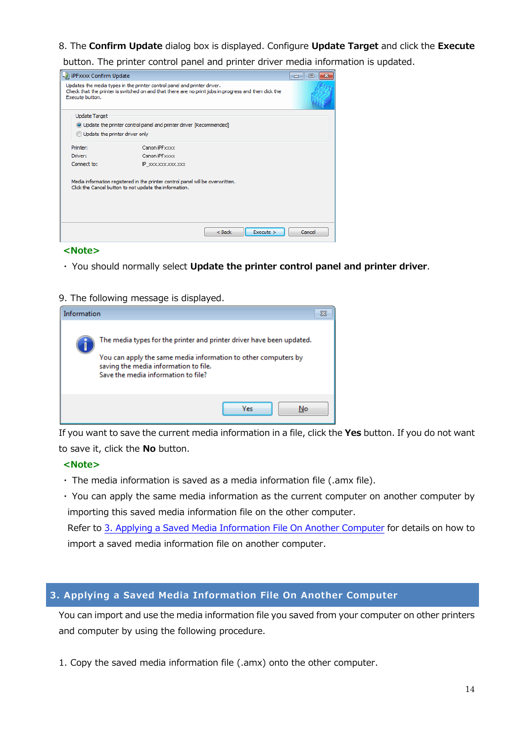8. The **Confirm Update** dialog box is displayed. Configure **Update Target** and click the **Execute** button. The printer control panel and printer driver media information is updated.

**<Note>**

・ You should normally select **Update the printer control panel and printer driver**.

9. The following message is displayed.

If you want to save the current media information in a file, click the **Yes** button. If you do not want to save it, click the **No** button.

**<Note>**

・ The media information is saved as a media information file (.amx file).

・ You can apply the same media information as the current computer on another computer by importing this saved media information file on the other computer.
Refer to 3. Applying a Saved Media Information File On Another Computer for details on how to import a saved media information file on another computer.

## 3. Applying a Saved Media Information File On Another Computer

You can import and use the media information file you saved from your computer on other printers and computer by using the following procedure.

1. Copy the saved media information file (.amx) onto the other computer.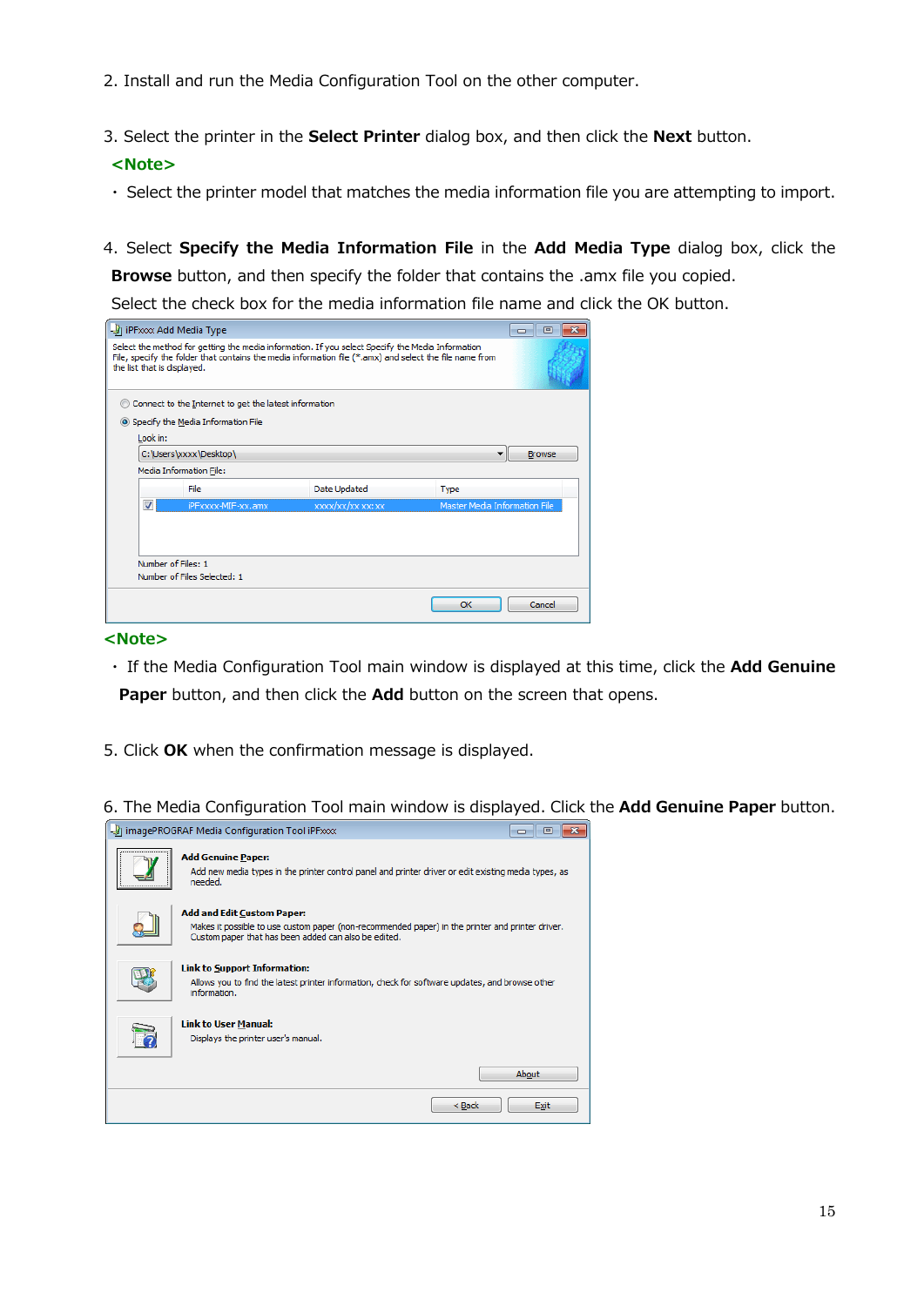2. Install and run the Media Configuration Tool on the other computer.

3. Select the printer in the **Select Printer** dialog box, and then click the **Next** button.

**<Note>**

・ Select the printer model that matches the media information file you are attempting to import.

4. Select **Specify the Media Information File** in the **Add Media Type** dialog box, click the **Browse** button, and then specify the folder that contains the .amx file you copied.
Select the check box for the media information file name and click the OK button.

**<Note>**

・ If the Media Configuration Tool main window is displayed at this time, click the **Add Genuine Paper** button, and then click the **Add** button on the screen that opens.

5. Click **OK** when the confirmation message is displayed.

6. The Media Configuration Tool main window is displayed. Click the **Add Genuine Paper** button.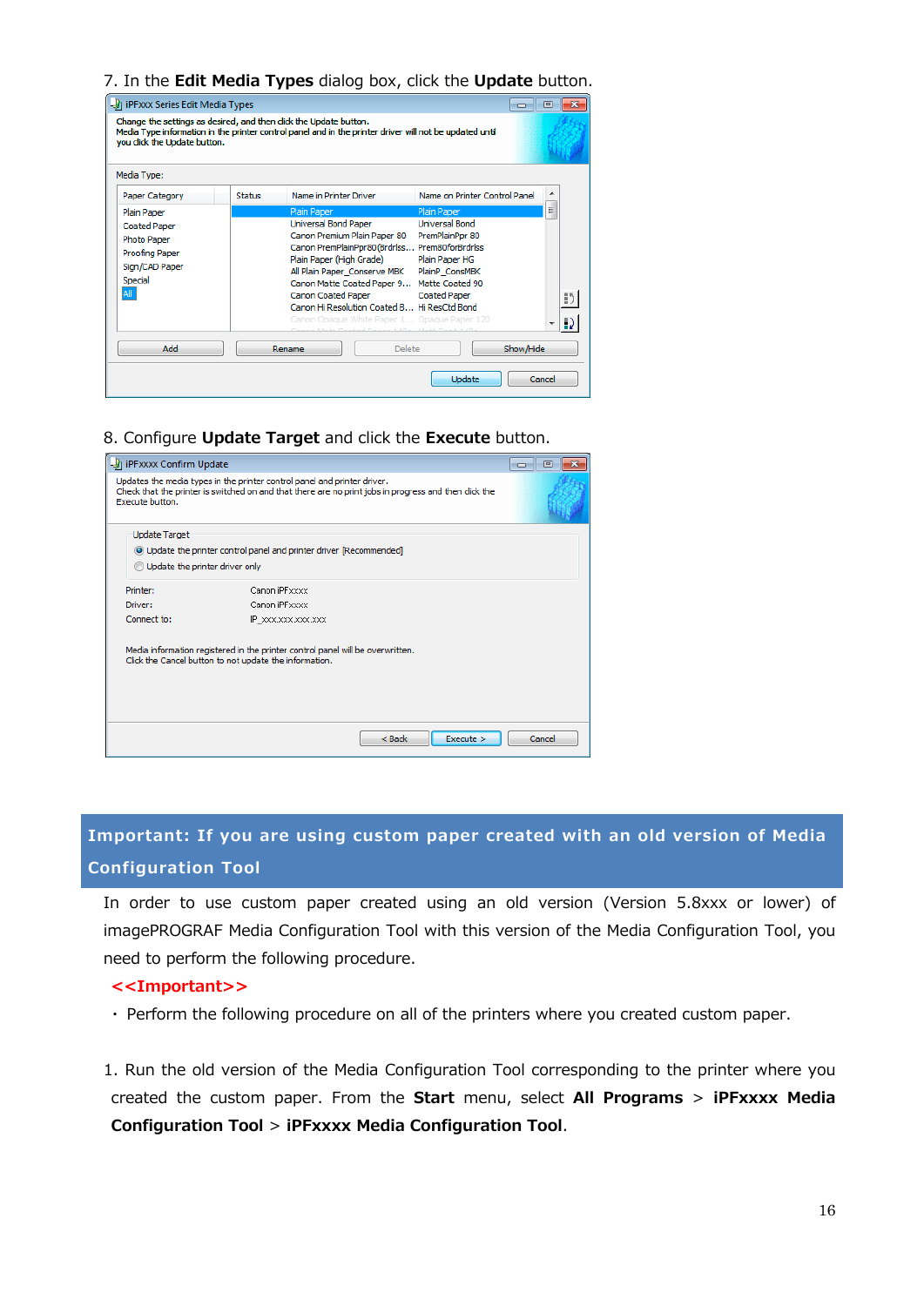7. In the **Edit Media Types** dialog box, click the **Update** button.

8. Configure **Update Target** and click the **Execute** button.

## Important: If you are using custom paper created with an old version of Media Configuration Tool

In order to use custom paper created using an old version (Version 5.8xxx or lower) of imagePROGRAF Media Configuration Tool with this version of the Media Configuration Tool, you need to perform the following procedure.

**<<Important>>**

・ Perform the following procedure on all of the printers where you created custom paper.

1. Run the old version of the Media Configuration Tool corresponding to the printer where you created the custom paper. From the **Start** menu, select **All Programs** > **iPFxxxx Media Configuration Tool** > **iPFxxxx Media Configuration Tool**.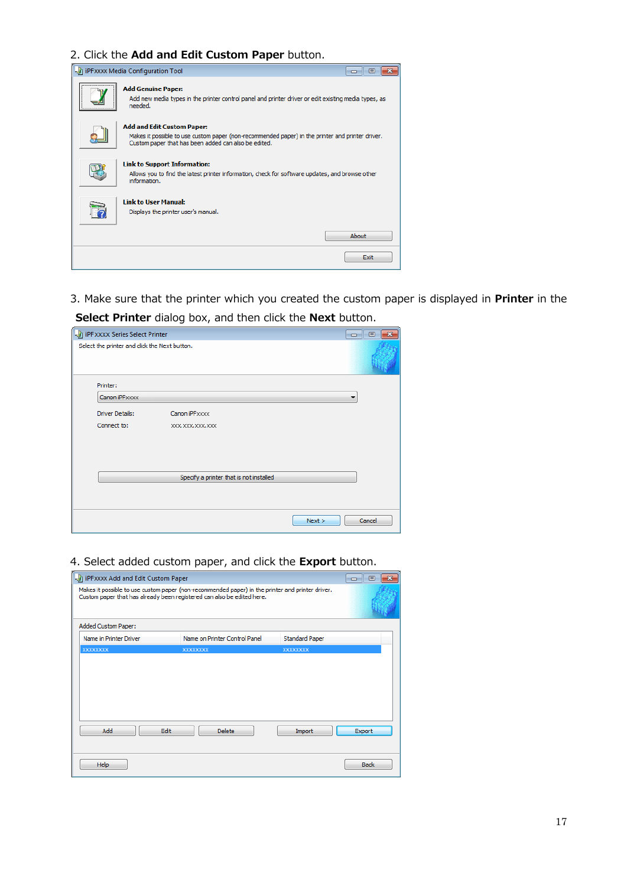2. Click the **Add and Edit Custom Paper** button.

iPFxxxx Media Configuration Tool

**Add Genuine Paper:**
Add new media types in the printer control panel and printer driver or edit existing media types, as needed.

**Add and Edit Custom Paper:**
Makes it possible to use custom paper (non-recommended paper) in the printer and printer driver. Custom paper that has been added can also be edited.

**Link to Support Information:**
Allows you to find the latest printer information, check for software updates, and browse other information.

**Link to User Manual:**
Displays the printer user's manual.

About

Exit

3. Make sure that the printer which you created the custom paper is displayed in **Printer** in the **Select Printer** dialog box, and then click the **Next** button.

iPFxxxx Series Select Printer

Select the printer and click the Next button.

Printer: Canon iPFxxxx

Driver Details: Canon iPFxxxx

Connect to: xxx.xxx.xxx.xxx

Specify a printer that is not installed

Next > Cancel

4. Select added custom paper, and click the **Export** button.

iPFxxxx Add and Edit Custom Paper

Makes it possible to use custom paper (non-recommended paper) in the printer and printer driver. Custom paper that has already been registered can also be edited here.

Added Custom Paper:

| Name in Printer Driver | Name on Printer Control Panel | Standard Paper |
|---|---|---|
| xxxxxxxx | xxxxxxxx | xxxxxxxx |

Add Edit Delete Import Export

Help Back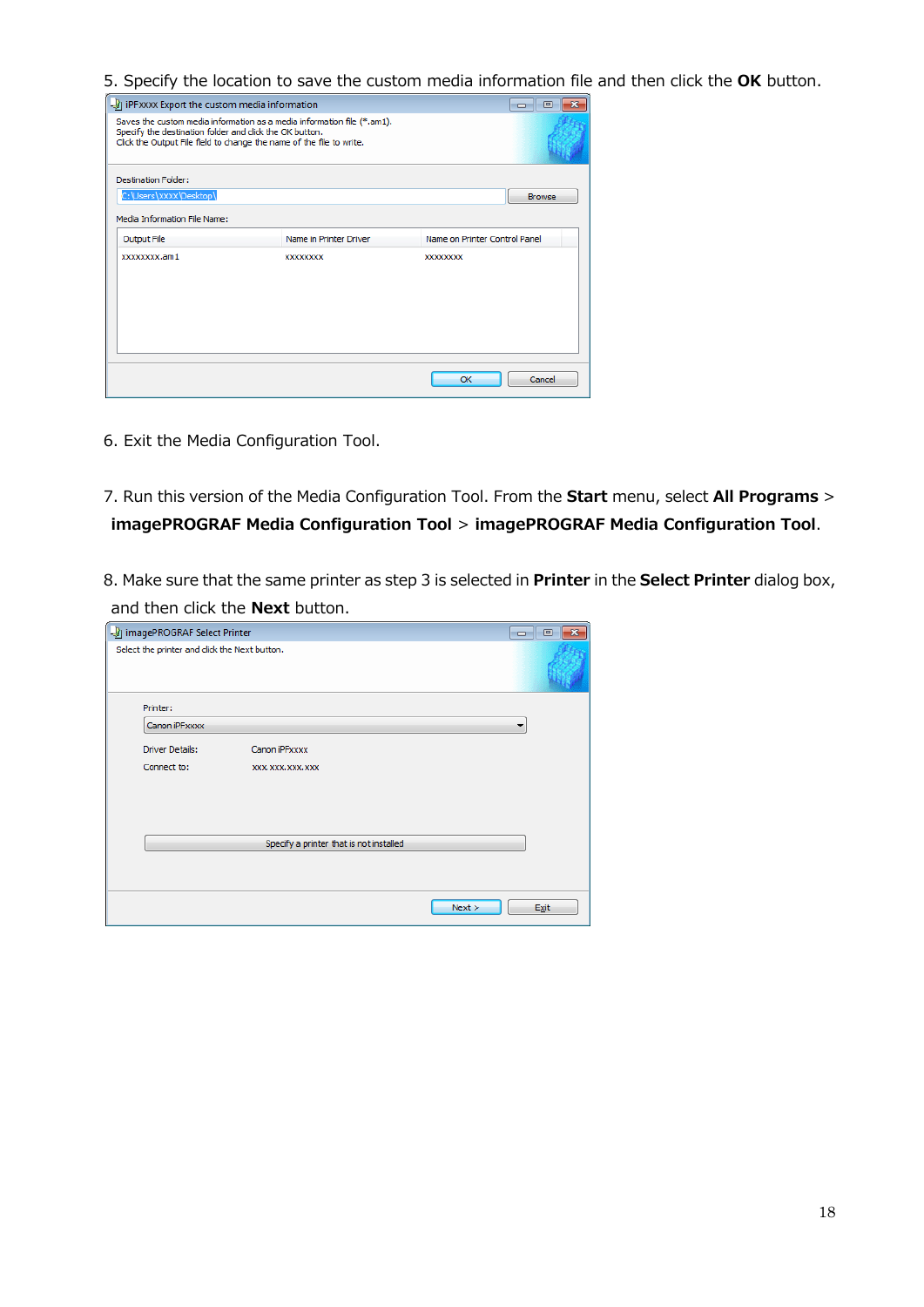5. Specify the location to save the custom media information file and then click the **OK** button.

6. Exit the Media Configuration Tool.

7. Run this version of the Media Configuration Tool. From the **Start** menu, select **All Programs** > **imagePROGRAF Media Configuration Tool** > **imagePROGRAF Media Configuration Tool**.

8. Make sure that the same printer as step 3 is selected in **Printer** in the **Select Printer** dialog box, and then click the **Next** button.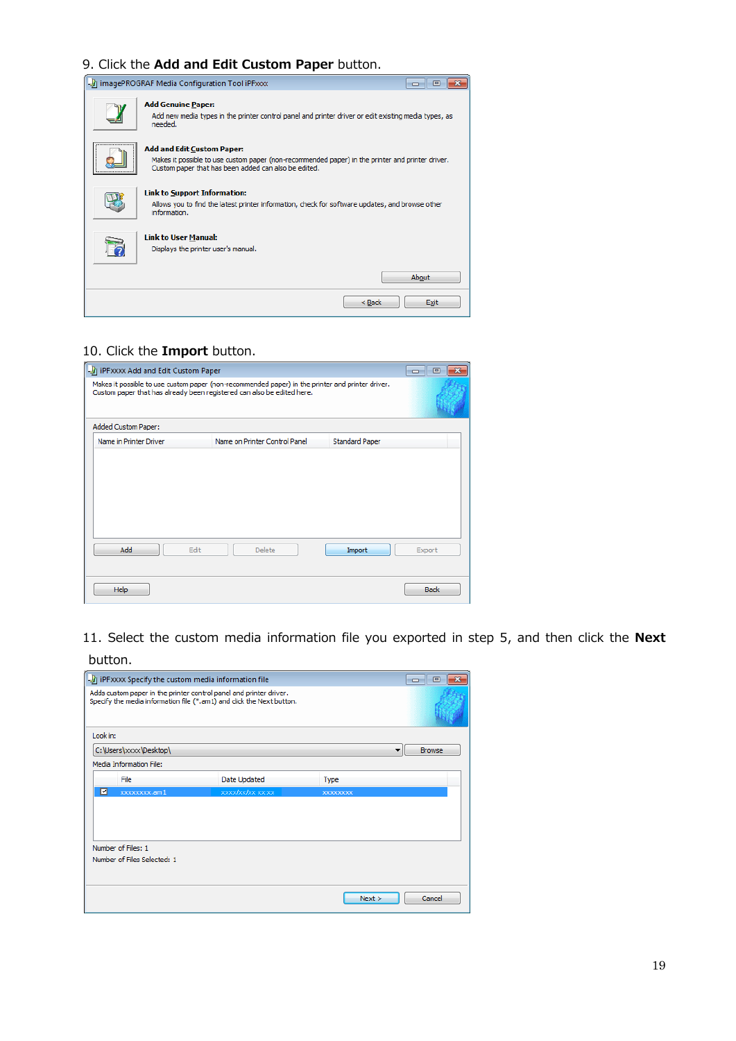9. Click the **Add and Edit Custom Paper** button.

10. Click the **Import** button.

11. Select the custom media information file you exported in step 5, and then click the **Next** button.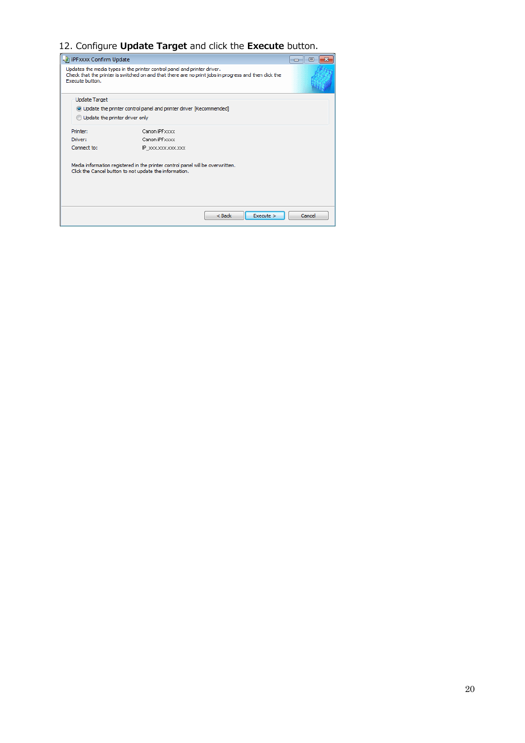12. Configure **Update Target** and click the **Execute** button.

iPFxxxx Confirm Update

Updates the media types in the printer control panel and printer driver.
Check that the printer is switched on and that there are no print jobs in progress and then click the Execute button.

Update Target

- Update the printer control panel and printer driver [Recommended]
- Update the printer driver only

| Printer: | Canon iPFxxxx |
|---|---|
| Driver: | Canon iPFxxxx |
| Connect to: | IP_xxx.xxx.xxx.xxx |

Media information registered in the printer control panel will be overwritten.
Click the Cancel button to not update the information.

< Back | Execute > | Cancel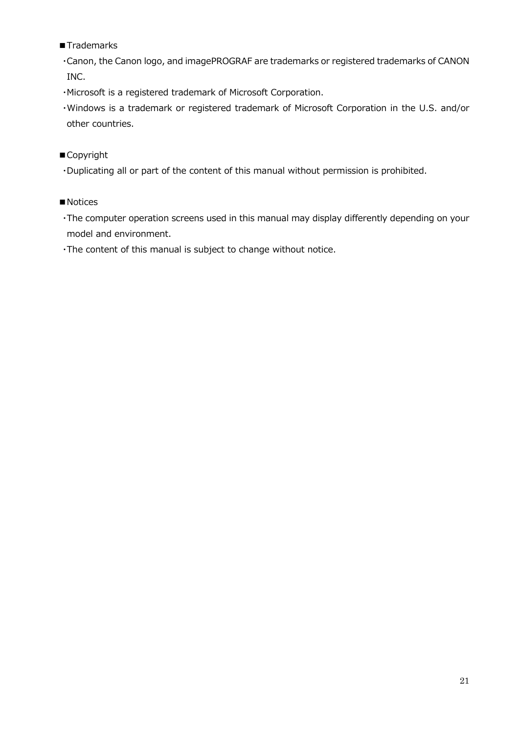■Trademarks

・Canon, the Canon logo, and imagePROGRAF are trademarks or registered trademarks of CANON INC.

・Microsoft is a registered trademark of Microsoft Corporation.

・Windows is a trademark or registered trademark of Microsoft Corporation in the U.S. and/or other countries.

■Copyright

・Duplicating all or part of the content of this manual without permission is prohibited.

■Notices

・The computer operation screens used in this manual may display differently depending on your model and environment.

・The content of this manual is subject to change without notice.